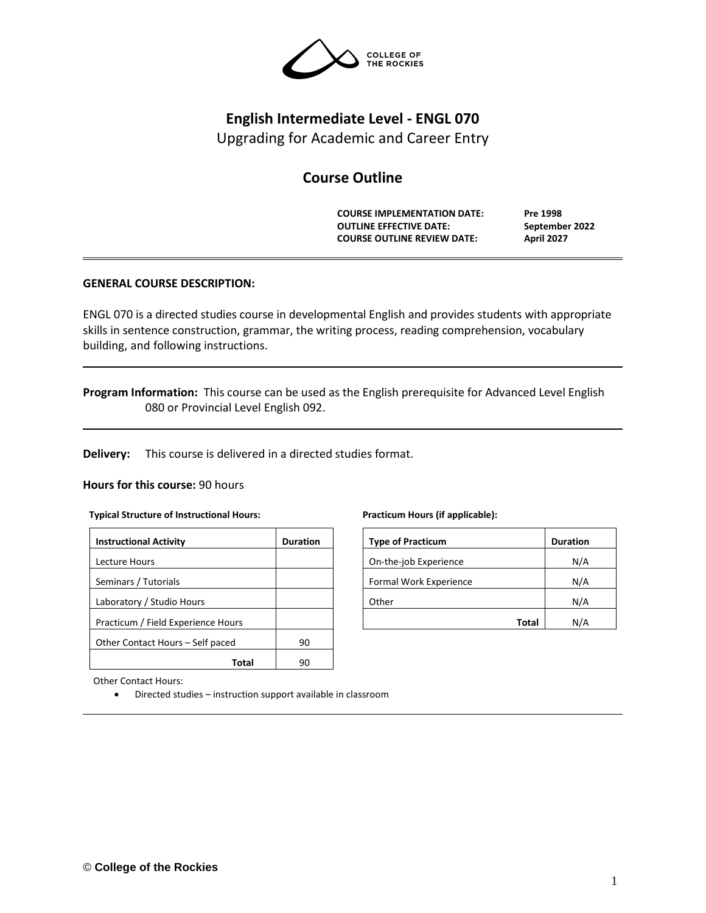# English Intermediate Level - ENGL 070

Upgrading for Academic and Career Entry

## Course Outline

**COURSE IMPLEMENTATION DATE:** **Pre 1998**
**OUTLINE EFFECTIVE DATE:** **September 2022**
**COURSE OUTLINE REVIEW DATE:** **April 2027**

---

### GENERAL COURSE DESCRIPTION:

ENGL 070 is a directed studies course in developmental English and provides students with appropriate skills in sentence construction, grammar, the writing process, reading comprehension, vocabulary building, and following instructions.

---

**Program Information:** This course can be used as the English prerequisite for Advanced Level English 080 or Provincial Level English 092.

---

**Delivery:** This course is delivered in a directed studies format.

**Hours for this course:** 90 hours

**Typical Structure of Instructional Hours:**

| Instructional Activity | Duration |
|---|---|
| Lecture Hours | |
| Seminars / Tutorials | |
| Laboratory / Studio Hours | |
| Practicum / Field Experience Hours | |
| Other Contact Hours – Self paced | 90 |
| **Total** | 90 |

**Practicum Hours (if applicable):**

| Type of Practicum | Duration |
|---|---|
| On-the-job Experience | N/A |
| Formal Work Experience | N/A |
| Other | N/A |
| **Total** | N/A |

Other Contact Hours:

- Directed studies – instruction support available in classroom

---

© **College of the Rockies**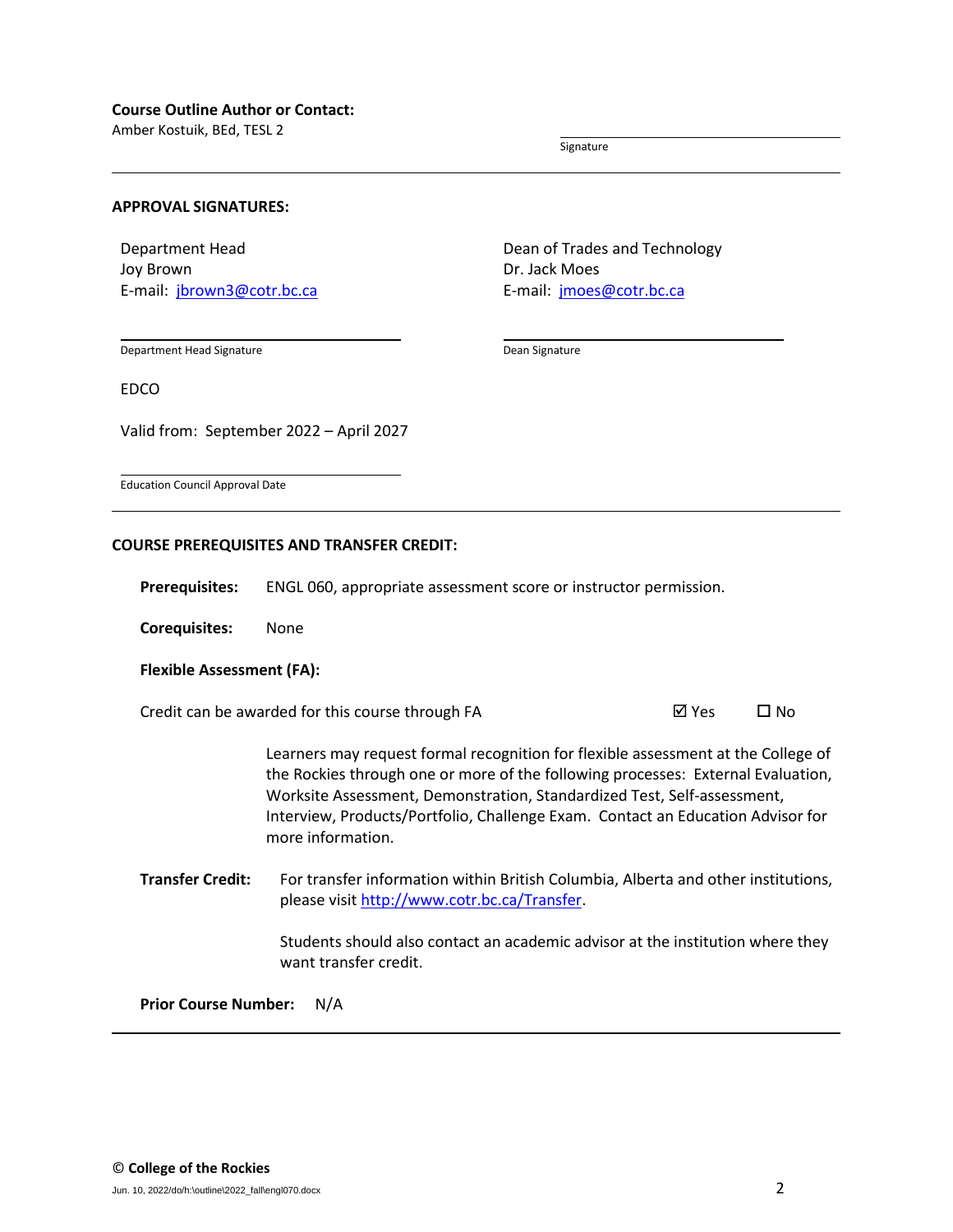**Course Outline Author or Contact:**
Amber Kostuik, BEd, TESL 2

Signature

---

**APPROVAL SIGNATURES:**

Department Head
Joy Brown
E-mail: jbrown3@cotr.bc.ca

Department Head Signature

Dean of Trades and Technology
Dr. Jack Moes
E-mail: jmoes@cotr.bc.ca

Dean Signature

EDCO

Valid from: September 2022 – April 2027

Education Council Approval Date

---

**COURSE PREREQUISITES AND TRANSFER CREDIT:**

**Prerequisites:** ENGL 060, appropriate assessment score or instructor permission.

**Corequisites:** None

**Flexible Assessment (FA):**

Credit can be awarded for this course through FA ☑ Yes ☐ No

Learners may request formal recognition for flexible assessment at the College of the Rockies through one or more of the following processes: External Evaluation, Worksite Assessment, Demonstration, Standardized Test, Self-assessment, Interview, Products/Portfolio, Challenge Exam. Contact an Education Advisor for more information.

**Transfer Credit:** For transfer information within British Columbia, Alberta and other institutions, please visit http://www.cotr.bc.ca/Transfer.

Students should also contact an academic advisor at the institution where they want transfer credit.

**Prior Course Number:** N/A

---

© **College of the Rockies**

Jun. 10, 2022/do/h:\outline\2022_fall\engl070.docx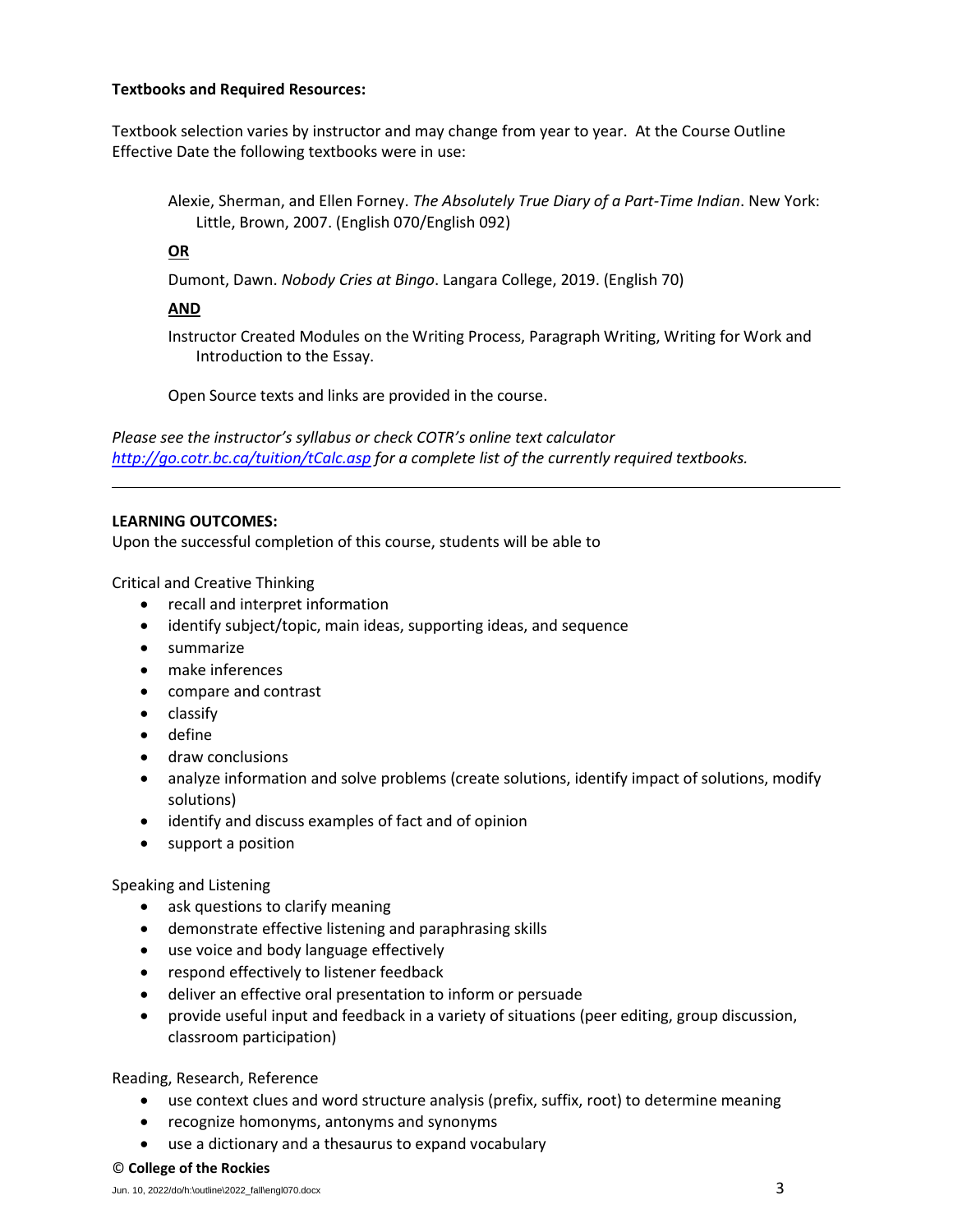**Textbooks and Required Resources:**

Textbook selection varies by instructor and may change from year to year. At the Course Outline Effective Date the following textbooks were in use:

Alexie, Sherman, and Ellen Forney. *The Absolutely True Diary of a Part-Time Indian*. New York: Little, Brown, 2007. (English 070/English 092)

**OR**

Dumont, Dawn. *Nobody Cries at Bingo*. Langara College, 2019. (English 70)

**AND**

Instructor Created Modules on the Writing Process, Paragraph Writing, Writing for Work and Introduction to the Essay.

Open Source texts and links are provided in the course.

*Please see the instructor's syllabus or check COTR's online text calculator [http://go.cotr.bc.ca/tuition/tCalc.asp](http://go.cotr.bc.ca/tuition/tCalc.asp) for a complete list of the currently required textbooks.*

---

**LEARNING OUTCOMES:**

Upon the successful completion of this course, students will be able to

Critical and Creative Thinking

- recall and interpret information
- identify subject/topic, main ideas, supporting ideas, and sequence
- summarize
- make inferences
- compare and contrast
- classify
- define
- draw conclusions
- analyze information and solve problems (create solutions, identify impact of solutions, modify solutions)
- identify and discuss examples of fact and of opinion
- support a position

Speaking and Listening

- ask questions to clarify meaning
- demonstrate effective listening and paraphrasing skills
- use voice and body language effectively
- respond effectively to listener feedback
- deliver an effective oral presentation to inform or persuade
- provide useful input and feedback in a variety of situations (peer editing, group discussion, classroom participation)

Reading, Research, Reference

- use context clues and word structure analysis (prefix, suffix, root) to determine meaning
- recognize homonyms, antonyms and synonyms
- use a dictionary and a thesaurus to expand vocabulary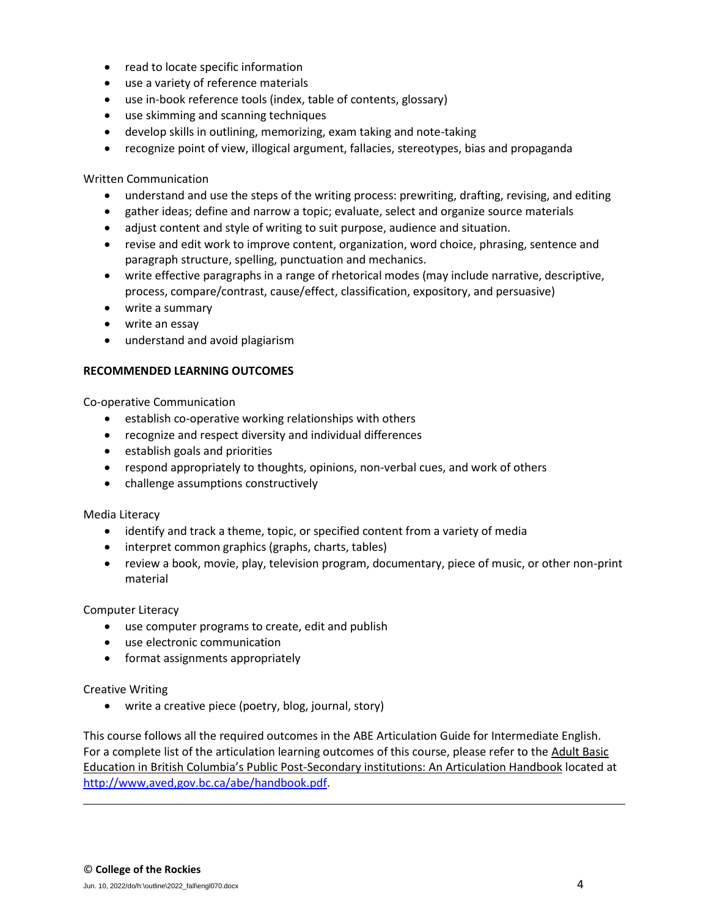- read to locate specific information
- use a variety of reference materials
- use in-book reference tools (index, table of contents, glossary)
- use skimming and scanning techniques
- develop skills in outlining, memorizing, exam taking and note-taking
- recognize point of view, illogical argument, fallacies, stereotypes, bias and propaganda

Written Communication

- understand and use the steps of the writing process: prewriting, drafting, revising, and editing
- gather ideas; define and narrow a topic; evaluate, select and organize source materials
- adjust content and style of writing to suit purpose, audience and situation.
- revise and edit work to improve content, organization, word choice, phrasing, sentence and paragraph structure, spelling, punctuation and mechanics.
- write effective paragraphs in a range of rhetorical modes (may include narrative, descriptive, process, compare/contrast, cause/effect, classification, expository, and persuasive)
- write a summary
- write an essay
- understand and avoid plagiarism

**RECOMMENDED LEARNING OUTCOMES**

Co-operative Communication

- establish co-operative working relationships with others
- recognize and respect diversity and individual differences
- establish goals and priorities
- respond appropriately to thoughts, opinions, non-verbal cues, and work of others
- challenge assumptions constructively

Media Literacy

- identify and track a theme, topic, or specified content from a variety of media
- interpret common graphics (graphs, charts, tables)
- review a book, movie, play, television program, documentary, piece of music, or other non-print material

Computer Literacy

- use computer programs to create, edit and publish
- use electronic communication
- format assignments appropriately

Creative Writing

- write a creative piece (poetry, blog, journal, story)

This course follows all the required outcomes in the ABE Articulation Guide for Intermediate English. For a complete list of the articulation learning outcomes of this course, please refer to the Adult Basic Education in British Columbia's Public Post-Secondary institutions: An Articulation Handbook located at http://www,aved,gov.bc.ca/abe/handbook.pdf.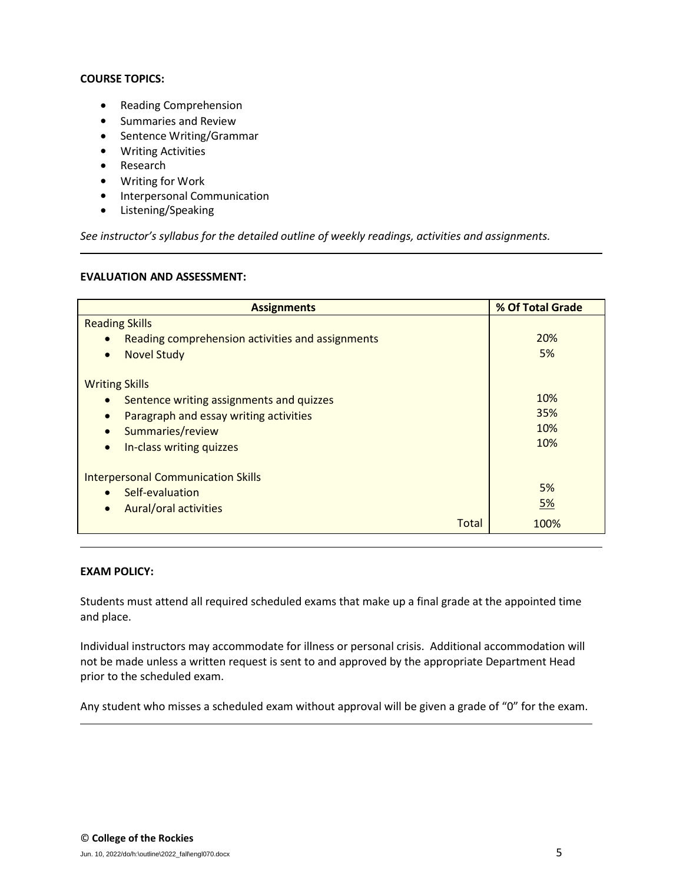**COURSE TOPICS:**

- Reading Comprehension
- Summaries and Review
- Sentence Writing/Grammar
- Writing Activities
- Research
- Writing for Work
- Interpersonal Communication
- Listening/Speaking

*See instructor's syllabus for the detailed outline of weekly readings, activities and assignments.*

---

**EVALUATION AND ASSESSMENT:**

| Assignments | % Of Total Grade |
|---|---|
| Reading Skills | |
| • Reading comprehension activities and assignments | 20% |
| • Novel Study | 5% |
| Writing Skills | |
| • Sentence writing assignments and quizzes | 10% |
| • Paragraph and essay writing activities | 35% |
| • Summaries/review | 10% |
| • In-class writing quizzes | 10% |
| Interpersonal Communication Skills | |
| • Self-evaluation | 5% |
| • Aural/oral activities | 5% |
| Total | 100% |

---

**EXAM POLICY:**

Students must attend all required scheduled exams that make up a final grade at the appointed time and place.

Individual instructors may accommodate for illness or personal crisis. Additional accommodation will not be made unless a written request is sent to and approved by the appropriate Department Head prior to the scheduled exam.

Any student who misses a scheduled exam without approval will be given a grade of "0" for the exam.

---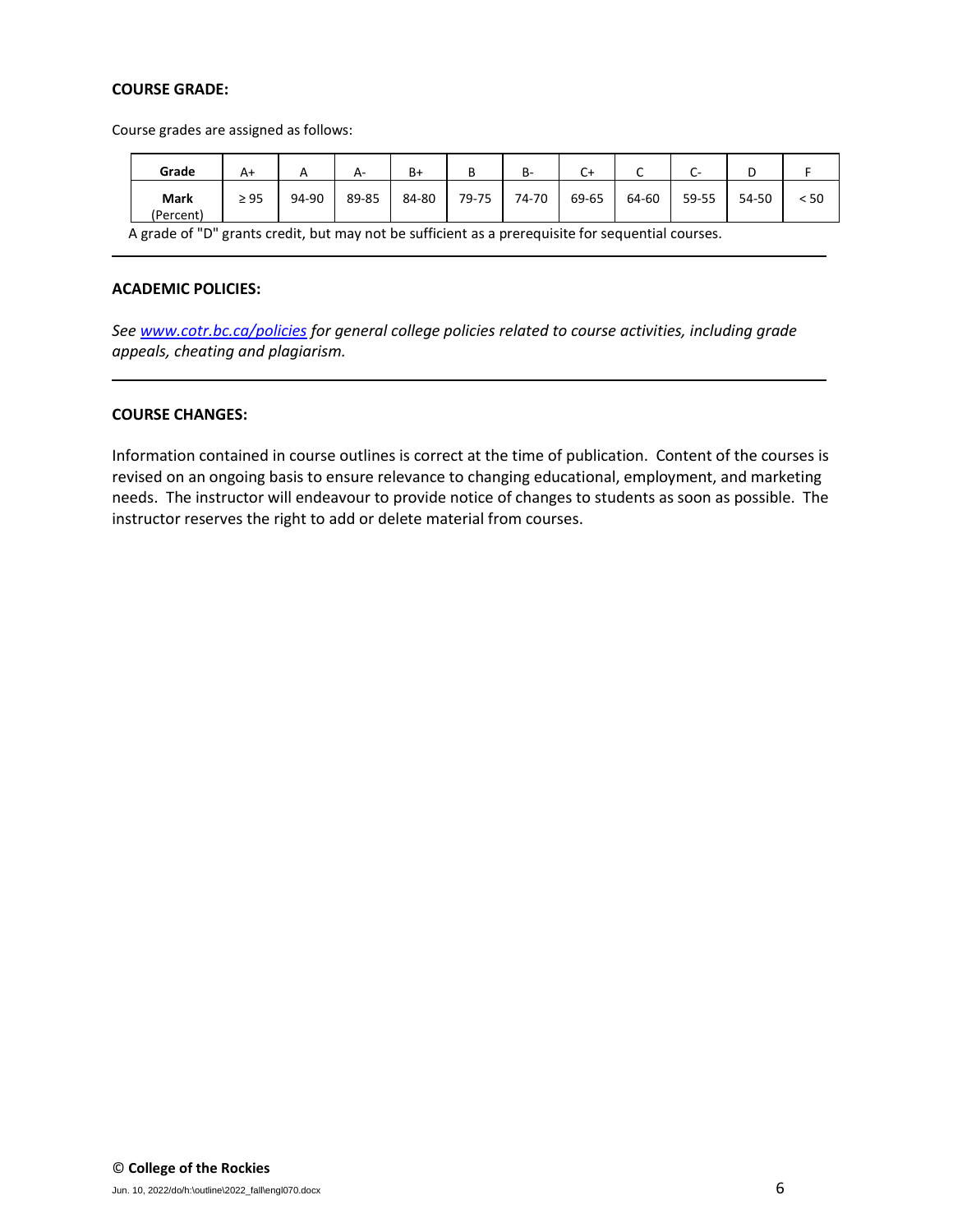**COURSE GRADE:**

Course grades are assigned as follows:

| Grade | A+ | A | A- | B+ | B | B- | C+ | C | C- | D | F |
|---|---|---|---|---|---|---|---|---|---|---|---|
| **Mark** (Percent) | ≥ 95 | 94-90 | 89-85 | 84-80 | 79-75 | 74-70 | 69-65 | 64-60 | 59-55 | 54-50 | < 50 |

A grade of "D" grants credit, but may not be sufficient as a prerequisite for sequential courses.

---

**ACADEMIC POLICIES:**

*See [www.cotr.bc.ca/policies](http://www.cotr.bc.ca/policies) for general college policies related to course activities, including grade appeals, cheating and plagiarism.*

---

**COURSE CHANGES:**

Information contained in course outlines is correct at the time of publication. Content of the courses is revised on an ongoing basis to ensure relevance to changing educational, employment, and marketing needs. The instructor will endeavour to provide notice of changes to students as soon as possible. The instructor reserves the right to add or delete material from courses.